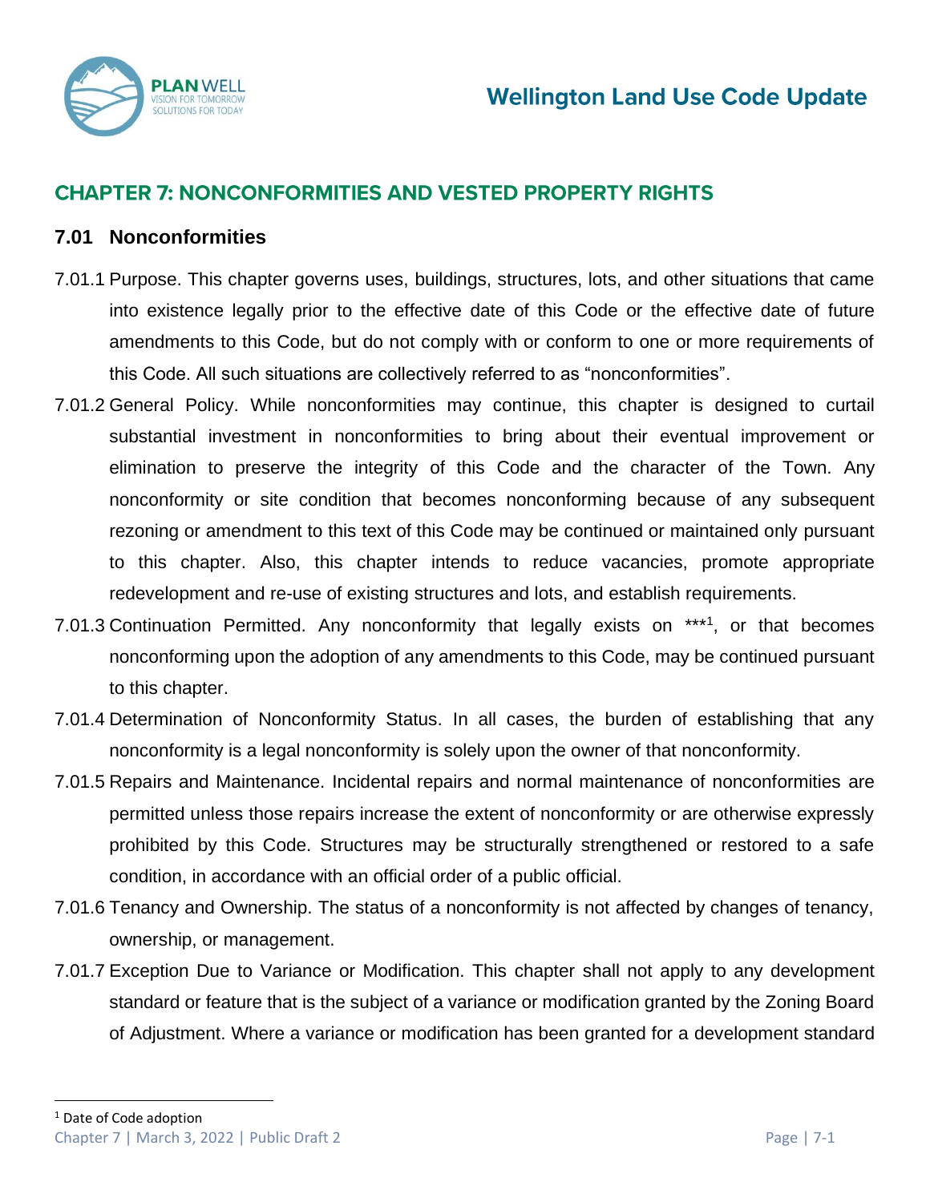## CHAPTER 7: NONCONFORMITIES AND VESTED PROPERTY RIGHTS

### 7.01 Nonconformities

7.01.1 Purpose. This chapter governs uses, buildings, structures, lots, and other situations that came into existence legally prior to the effective date of this Code or the effective date of future amendments to this Code, but do not comply with or conform to one or more requirements of this Code. All such situations are collectively referred to as "nonconformities".

7.01.2 General Policy. While nonconformities may continue, this chapter is designed to curtail substantial investment in nonconformities to bring about their eventual improvement or elimination to preserve the integrity of this Code and the character of the Town. Any nonconformity or site condition that becomes nonconforming because of any subsequent rezoning or amendment to this text of this Code may be continued or maintained only pursuant to this chapter. Also, this chapter intends to reduce vacancies, promote appropriate redevelopment and re-use of existing structures and lots, and establish requirements.

7.01.3 Continuation Permitted. Any nonconformity that legally exists on ***[1], or that becomes nonconforming upon the adoption of any amendments to this Code, may be continued pursuant to this chapter.

7.01.4 Determination of Nonconformity Status. In all cases, the burden of establishing that any nonconformity is a legal nonconformity is solely upon the owner of that nonconformity.

7.01.5 Repairs and Maintenance. Incidental repairs and normal maintenance of nonconformities are permitted unless those repairs increase the extent of nonconformity or are otherwise expressly prohibited by this Code. Structures may be structurally strengthened or restored to a safe condition, in accordance with an official order of a public official.

7.01.6 Tenancy and Ownership. The status of a nonconformity is not affected by changes of tenancy, ownership, or management.

7.01.7 Exception Due to Variance or Modification. This chapter shall not apply to any development standard or feature that is the subject of a variance or modification granted by the Zoning Board of Adjustment. Where a variance or modification has been granted for a development standard

[1] Date of Code adoption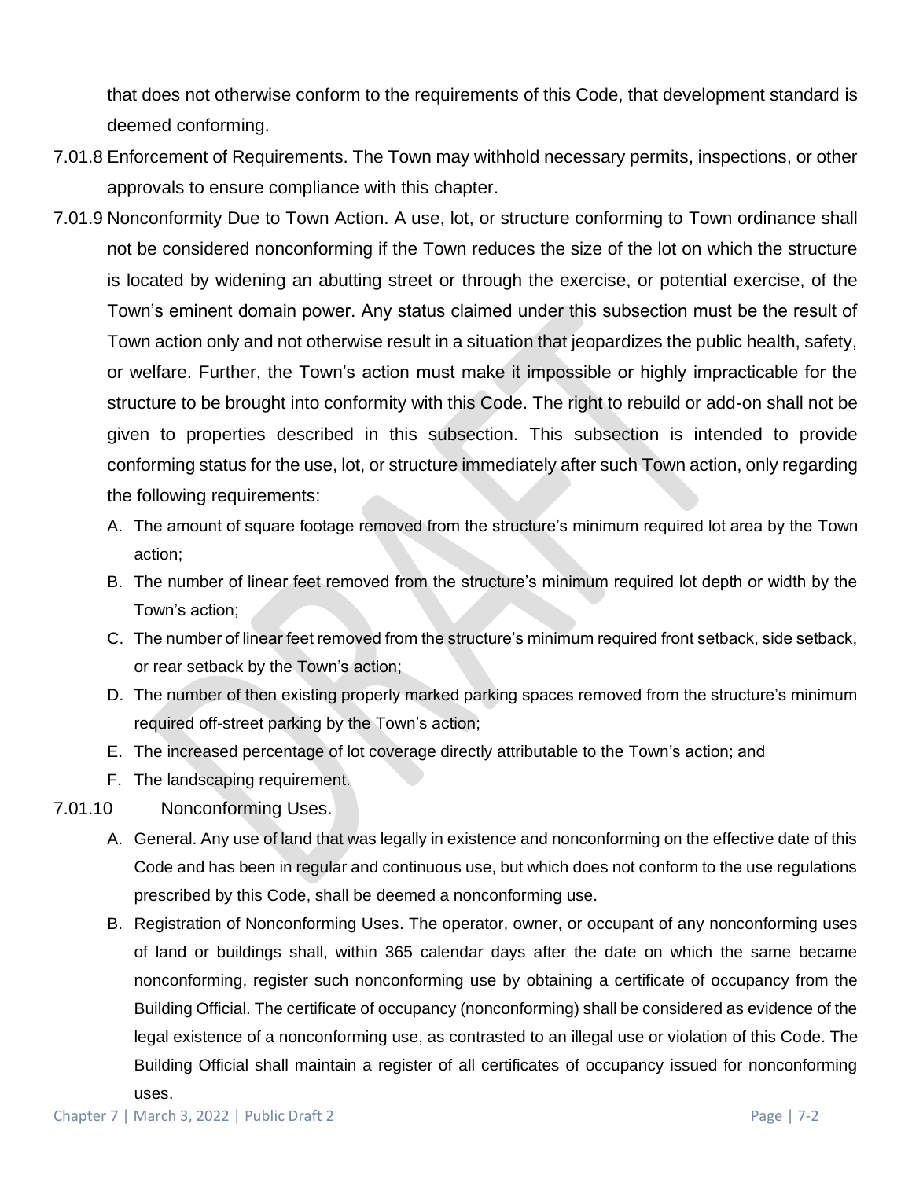that does not otherwise conform to the requirements of this Code, that development standard is deemed conforming.

7.01.8 Enforcement of Requirements. The Town may withhold necessary permits, inspections, or other approvals to ensure compliance with this chapter.

7.01.9 Nonconformity Due to Town Action. A use, lot, or structure conforming to Town ordinance shall not be considered nonconforming if the Town reduces the size of the lot on which the structure is located by widening an abutting street or through the exercise, or potential exercise, of the Town's eminent domain power. Any status claimed under this subsection must be the result of Town action only and not otherwise result in a situation that jeopardizes the public health, safety, or welfare. Further, the Town's action must make it impossible or highly impracticable for the structure to be brought into conformity with this Code. The right to rebuild or add-on shall not be given to properties described in this subsection. This subsection is intended to provide conforming status for the use, lot, or structure immediately after such Town action, only regarding the following requirements:

A. The amount of square footage removed from the structure's minimum required lot area by the Town action;
B. The number of linear feet removed from the structure's minimum required lot depth or width by the Town's action;
C. The number of linear feet removed from the structure's minimum required front setback, side setback, or rear setback by the Town's action;
D. The number of then existing properly marked parking spaces removed from the structure's minimum required off-street parking by the Town's action;
E. The increased percentage of lot coverage directly attributable to the Town's action; and
F. The landscaping requirement.

7.01.10 Nonconforming Uses.

A. General. Any use of land that was legally in existence and nonconforming on the effective date of this Code and has been in regular and continuous use, but which does not conform to the use regulations prescribed by this Code, shall be deemed a nonconforming use.
B. Registration of Nonconforming Uses. The operator, owner, or occupant of any nonconforming uses of land or buildings shall, within 365 calendar days after the date on which the same became nonconforming, register such nonconforming use by obtaining a certificate of occupancy from the Building Official. The certificate of occupancy (nonconforming) shall be considered as evidence of the legal existence of a nonconforming use, as contrasted to an illegal use or violation of this Code. The Building Official shall maintain a register of all certificates of occupancy issued for nonconforming uses.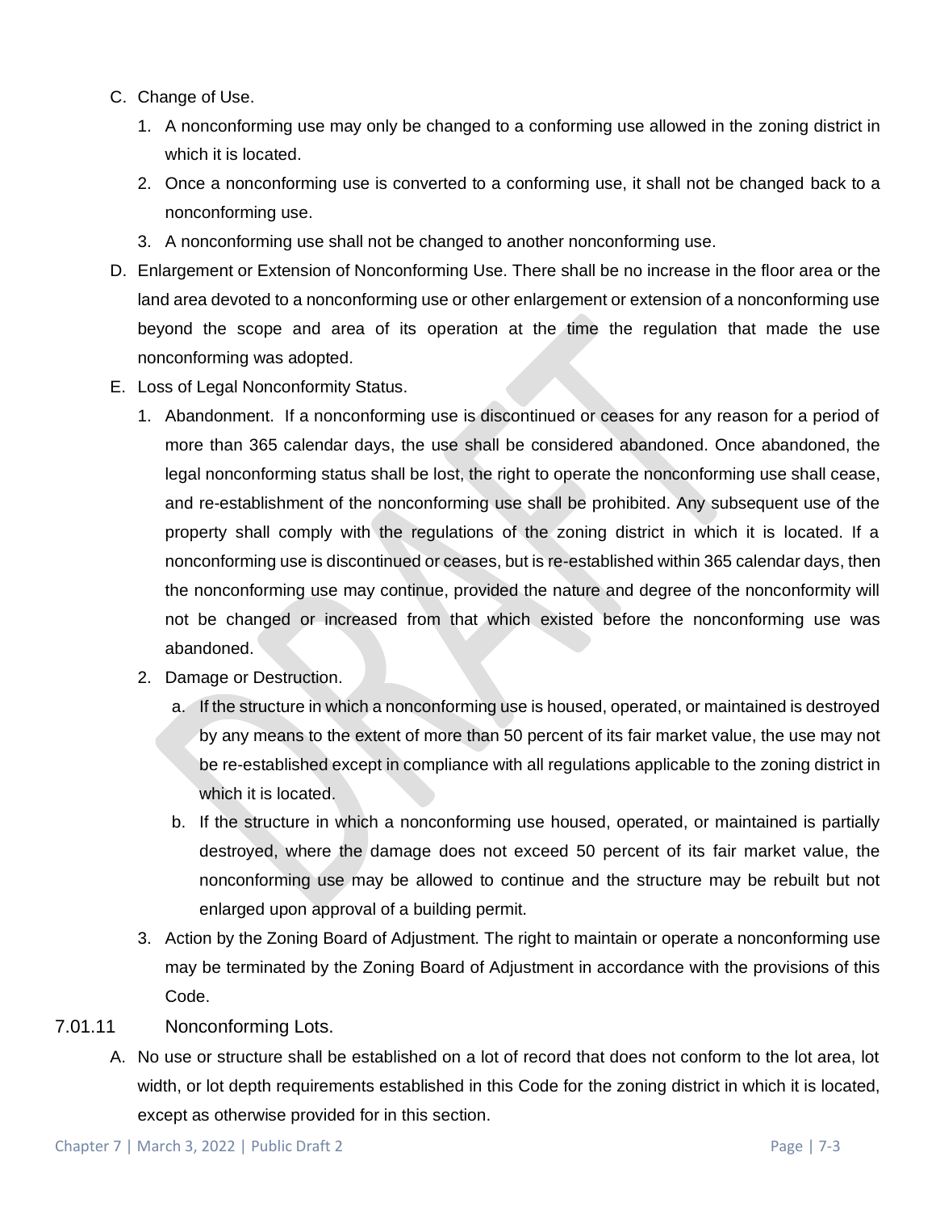C. Change of Use.

   1. A nonconforming use may only be changed to a conforming use allowed in the zoning district in which it is located.
   2. Once a nonconforming use is converted to a conforming use, it shall not be changed back to a nonconforming use.
   3. A nonconforming use shall not be changed to another nonconforming use.

D. Enlargement or Extension of Nonconforming Use. There shall be no increase in the floor area or the land area devoted to a nonconforming use or other enlargement or extension of a nonconforming use beyond the scope and area of its operation at the time the regulation that made the use nonconforming was adopted.

E. Loss of Legal Nonconformity Status.

   1. Abandonment. If a nonconforming use is discontinued or ceases for any reason for a period of more than 365 calendar days, the use shall be considered abandoned. Once abandoned, the legal nonconforming status shall be lost, the right to operate the nonconforming use shall cease, and re-establishment of the nonconforming use shall be prohibited. Any subsequent use of the property shall comply with the regulations of the zoning district in which it is located. If a nonconforming use is discontinued or ceases, but is re-established within 365 calendar days, then the nonconforming use may continue, provided the nature and degree of the nonconformity will not be changed or increased from that which existed before the nonconforming use was abandoned.
   2. Damage or Destruction.
      a. If the structure in which a nonconforming use is housed, operated, or maintained is destroyed by any means to the extent of more than 50 percent of its fair market value, the use may not be re-established except in compliance with all regulations applicable to the zoning district in which it is located.
      b. If the structure in which a nonconforming use housed, operated, or maintained is partially destroyed, where the damage does not exceed 50 percent of its fair market value, the nonconforming use may be allowed to continue and the structure may be rebuilt but not enlarged upon approval of a building permit.
   3. Action by the Zoning Board of Adjustment. The right to maintain or operate a nonconforming use may be terminated by the Zoning Board of Adjustment in accordance with the provisions of this Code.

### 7.01.11 Nonconforming Lots.

A. No use or structure shall be established on a lot of record that does not conform to the lot area, lot width, or lot depth requirements established in this Code for the zoning district in which it is located, except as otherwise provided for in this section.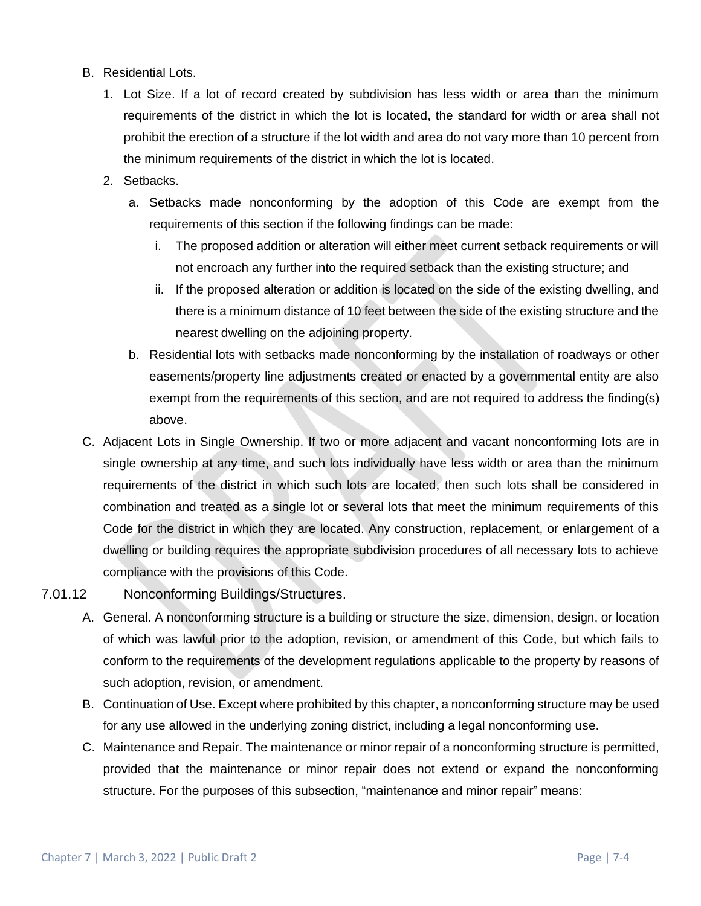B. Residential Lots.

1. Lot Size. If a lot of record created by subdivision has less width or area than the minimum requirements of the district in which the lot is located, the standard for width or area shall not prohibit the erection of a structure if the lot width and area do not vary more than 10 percent from the minimum requirements of the district in which the lot is located.

2. Setbacks.

   a. Setbacks made nonconforming by the adoption of this Code are exempt from the requirements of this section if the following findings can be made:

      i. The proposed addition or alteration will either meet current setback requirements or will not encroach any further into the required setback than the existing structure; and

      ii. If the proposed alteration or addition is located on the side of the existing dwelling, and there is a minimum distance of 10 feet between the side of the existing structure and the nearest dwelling on the adjoining property.

   b. Residential lots with setbacks made nonconforming by the installation of roadways or other easements/property line adjustments created or enacted by a governmental entity are also exempt from the requirements of this section, and are not required to address the finding(s) above.

C. Adjacent Lots in Single Ownership. If two or more adjacent and vacant nonconforming lots are in single ownership at any time, and such lots individually have less width or area than the minimum requirements of the district in which such lots are located, then such lots shall be considered in combination and treated as a single lot or several lots that meet the minimum requirements of this Code for the district in which they are located. Any construction, replacement, or enlargement of a dwelling or building requires the appropriate subdivision procedures of all necessary lots to achieve compliance with the provisions of this Code.

### 7.01.12 Nonconforming Buildings/Structures.

A. General. A nonconforming structure is a building or structure the size, dimension, design, or location of which was lawful prior to the adoption, revision, or amendment of this Code, but which fails to conform to the requirements of the development regulations applicable to the property by reasons of such adoption, revision, or amendment.

B. Continuation of Use. Except where prohibited by this chapter, a nonconforming structure may be used for any use allowed in the underlying zoning district, including a legal nonconforming use.

C. Maintenance and Repair. The maintenance or minor repair of a nonconforming structure is permitted, provided that the maintenance or minor repair does not extend or expand the nonconforming structure. For the purposes of this subsection, "maintenance and minor repair" means: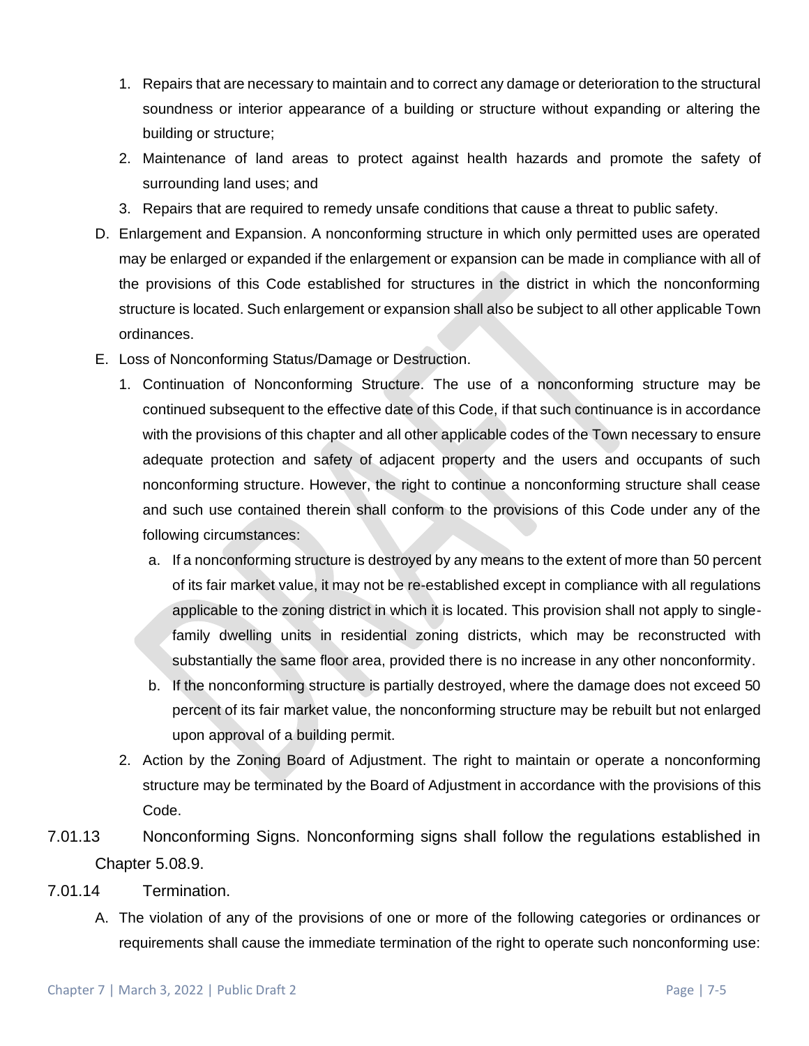1. Repairs that are necessary to maintain and to correct any damage or deterioration to the structural soundness or interior appearance of a building or structure without expanding or altering the building or structure;
2. Maintenance of land areas to protect against health hazards and promote the safety of surrounding land uses; and
3. Repairs that are required to remedy unsafe conditions that cause a threat to public safety.

D. Enlargement and Expansion. A nonconforming structure in which only permitted uses are operated may be enlarged or expanded if the enlargement or expansion can be made in compliance with all of the provisions of this Code established for structures in the district in which the nonconforming structure is located. Such enlargement or expansion shall also be subject to all other applicable Town ordinances.

E. Loss of Nonconforming Status/Damage or Destruction.

1. Continuation of Nonconforming Structure. The use of a nonconforming structure may be continued subsequent to the effective date of this Code, if that such continuance is in accordance with the provisions of this chapter and all other applicable codes of the Town necessary to ensure adequate protection and safety of adjacent property and the users and occupants of such nonconforming structure. However, the right to continue a nonconforming structure shall cease and such use contained therein shall conform to the provisions of this Code under any of the following circumstances:
   a. If a nonconforming structure is destroyed by any means to the extent of more than 50 percent of its fair market value, it may not be re-established except in compliance with all regulations applicable to the zoning district in which it is located. This provision shall not apply to single-family dwelling units in residential zoning districts, which may be reconstructed with substantially the same floor area, provided there is no increase in any other nonconformity.
   b. If the nonconforming structure is partially destroyed, where the damage does not exceed 50 percent of its fair market value, the nonconforming structure may be rebuilt but not enlarged upon approval of a building permit.
2. Action by the Zoning Board of Adjustment. The right to maintain or operate a nonconforming structure may be terminated by the Board of Adjustment in accordance with the provisions of this Code.

7.01.13 Nonconforming Signs. Nonconforming signs shall follow the regulations established in Chapter 5.08.9.

7.01.14 Termination.

A. The violation of any of the provisions of one or more of the following categories or ordinances or requirements shall cause the immediate termination of the right to operate such nonconforming use: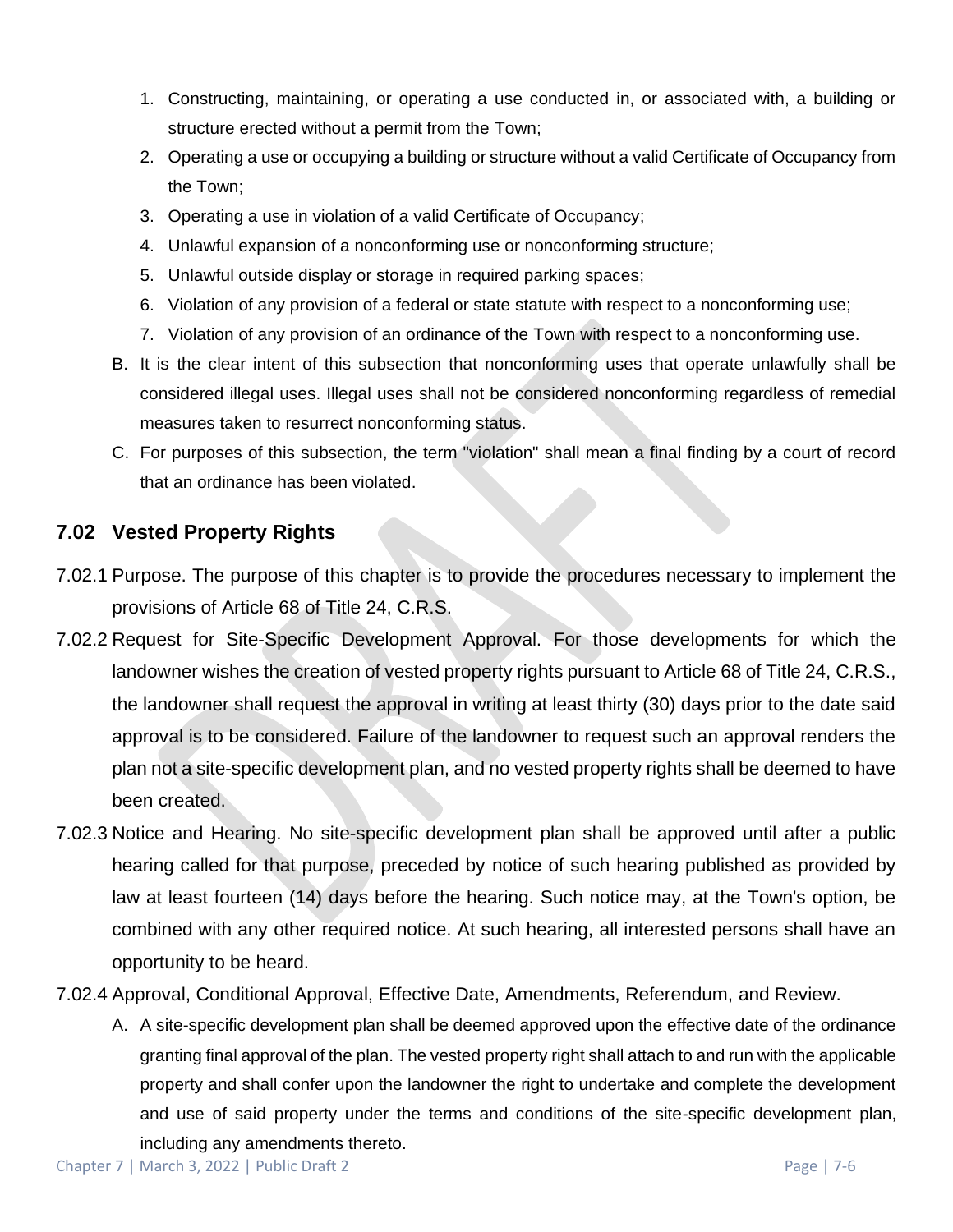1. Constructing, maintaining, or operating a use conducted in, or associated with, a building or structure erected without a permit from the Town;
2. Operating a use or occupying a building or structure without a valid Certificate of Occupancy from the Town;
3. Operating a use in violation of a valid Certificate of Occupancy;
4. Unlawful expansion of a nonconforming use or nonconforming structure;
5. Unlawful outside display or storage in required parking spaces;
6. Violation of any provision of a federal or state statute with respect to a nonconforming use;
7. Violation of any provision of an ordinance of the Town with respect to a nonconforming use.

B. It is the clear intent of this subsection that nonconforming uses that operate unlawfully shall be considered illegal uses. Illegal uses shall not be considered nonconforming regardless of remedial measures taken to resurrect nonconforming status.

C. For purposes of this subsection, the term "violation" shall mean a final finding by a court of record that an ordinance has been violated.

## 7.02 Vested Property Rights

7.02.1 Purpose. The purpose of this chapter is to provide the procedures necessary to implement the provisions of Article 68 of Title 24, C.R.S.

7.02.2 Request for Site-Specific Development Approval. For those developments for which the landowner wishes the creation of vested property rights pursuant to Article 68 of Title 24, C.R.S., the landowner shall request the approval in writing at least thirty (30) days prior to the date said approval is to be considered. Failure of the landowner to request such an approval renders the plan not a site-specific development plan, and no vested property rights shall be deemed to have been created.

7.02.3 Notice and Hearing. No site-specific development plan shall be approved until after a public hearing called for that purpose, preceded by notice of such hearing published as provided by law at least fourteen (14) days before the hearing. Such notice may, at the Town's option, be combined with any other required notice. At such hearing, all interested persons shall have an opportunity to be heard.

7.02.4 Approval, Conditional Approval, Effective Date, Amendments, Referendum, and Review.

A. A site-specific development plan shall be deemed approved upon the effective date of the ordinance granting final approval of the plan. The vested property right shall attach to and run with the applicable property and shall confer upon the landowner the right to undertake and complete the development and use of said property under the terms and conditions of the site-specific development plan, including any amendments thereto.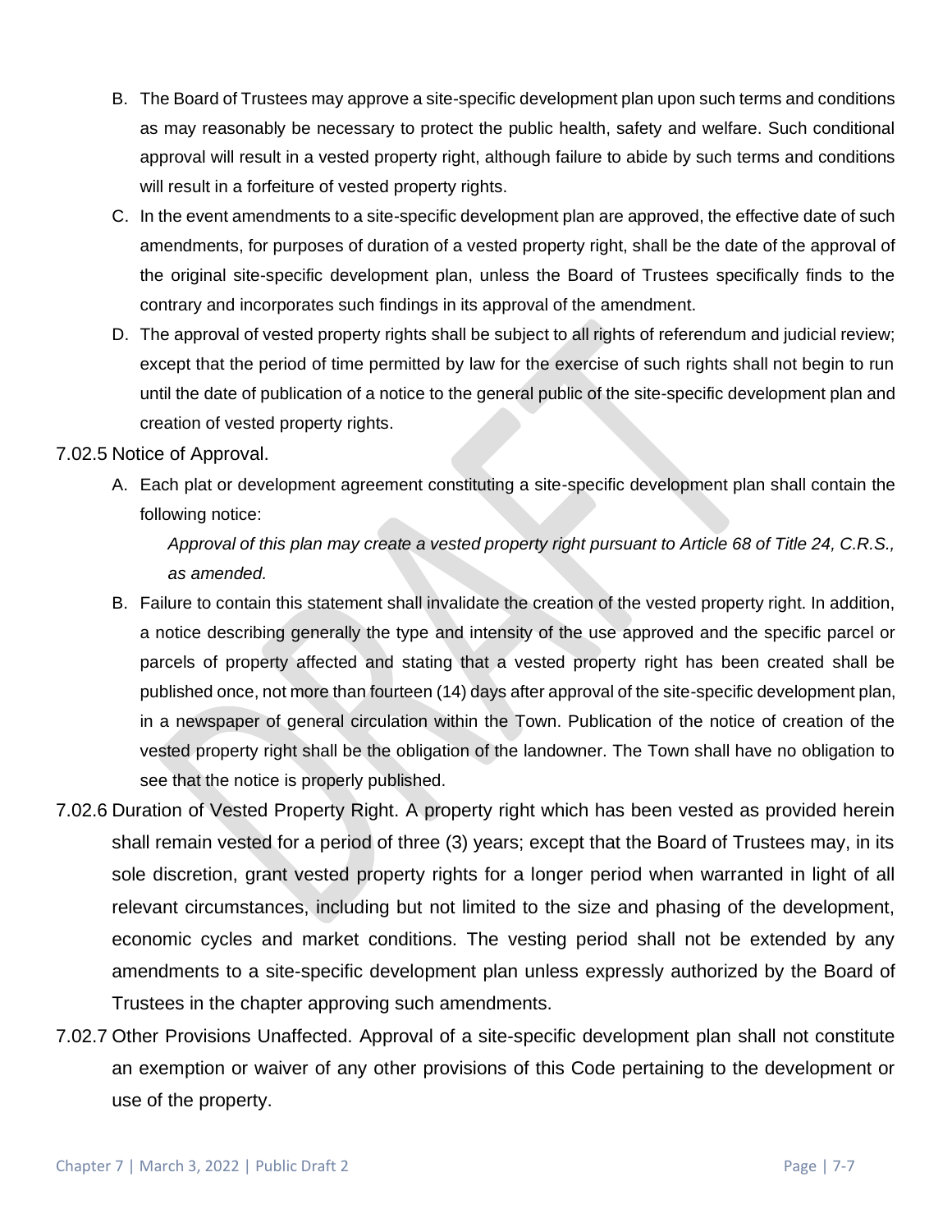B. The Board of Trustees may approve a site-specific development plan upon such terms and conditions as may reasonably be necessary to protect the public health, safety and welfare. Such conditional approval will result in a vested property right, although failure to abide by such terms and conditions will result in a forfeiture of vested property rights.

C. In the event amendments to a site-specific development plan are approved, the effective date of such amendments, for purposes of duration of a vested property right, shall be the date of the approval of the original site-specific development plan, unless the Board of Trustees specifically finds to the contrary and incorporates such findings in its approval of the amendment.

D. The approval of vested property rights shall be subject to all rights of referendum and judicial review; except that the period of time permitted by law for the exercise of such rights shall not begin to run until the date of publication of a notice to the general public of the site-specific development plan and creation of vested property rights.

7.02.5 Notice of Approval.

A. Each plat or development agreement constituting a site-specific development plan shall contain the following notice:

> *Approval of this plan may create a vested property right pursuant to Article 68 of Title 24, C.R.S., as amended.*

B. Failure to contain this statement shall invalidate the creation of the vested property right. In addition, a notice describing generally the type and intensity of the use approved and the specific parcel or parcels of property affected and stating that a vested property right has been created shall be published once, not more than fourteen (14) days after approval of the site-specific development plan, in a newspaper of general circulation within the Town. Publication of the notice of creation of the vested property right shall be the obligation of the landowner. The Town shall have no obligation to see that the notice is properly published.

7.02.6 Duration of Vested Property Right. A property right which has been vested as provided herein shall remain vested for a period of three (3) years; except that the Board of Trustees may, in its sole discretion, grant vested property rights for a longer period when warranted in light of all relevant circumstances, including but not limited to the size and phasing of the development, economic cycles and market conditions. The vesting period shall not be extended by any amendments to a site-specific development plan unless expressly authorized by the Board of Trustees in the chapter approving such amendments.

7.02.7 Other Provisions Unaffected. Approval of a site-specific development plan shall not constitute an exemption or waiver of any other provisions of this Code pertaining to the development or use of the property.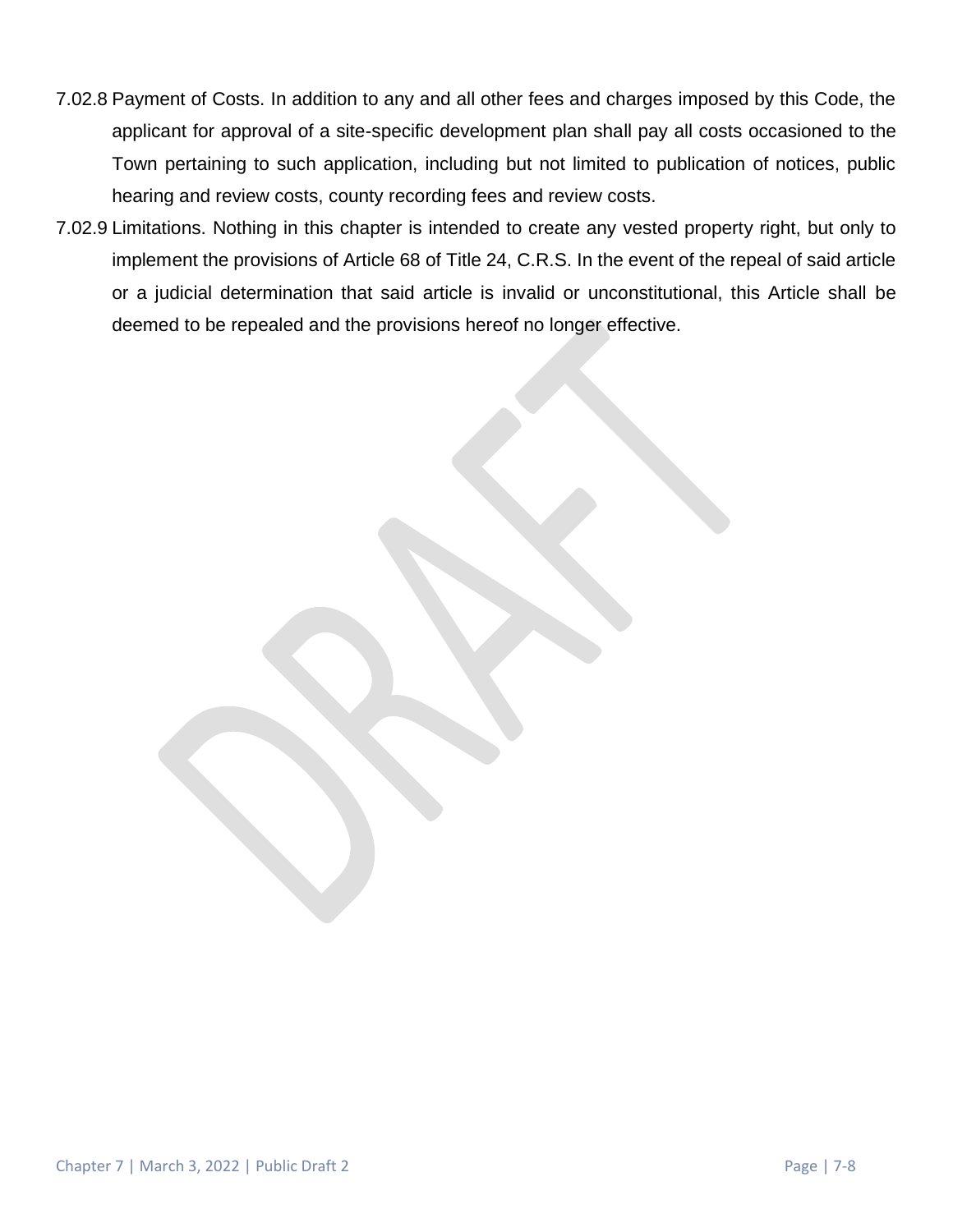7.02.8 Payment of Costs. In addition to any and all other fees and charges imposed by this Code, the applicant for approval of a site-specific development plan shall pay all costs occasioned to the Town pertaining to such application, including but not limited to publication of notices, public hearing and review costs, county recording fees and review costs.

7.02.9 Limitations. Nothing in this chapter is intended to create any vested property right, but only to implement the provisions of Article 68 of Title 24, C.R.S. In the event of the repeal of said article or a judicial determination that said article is invalid or unconstitutional, this Article shall be deemed to be repealed and the provisions hereof no longer effective.